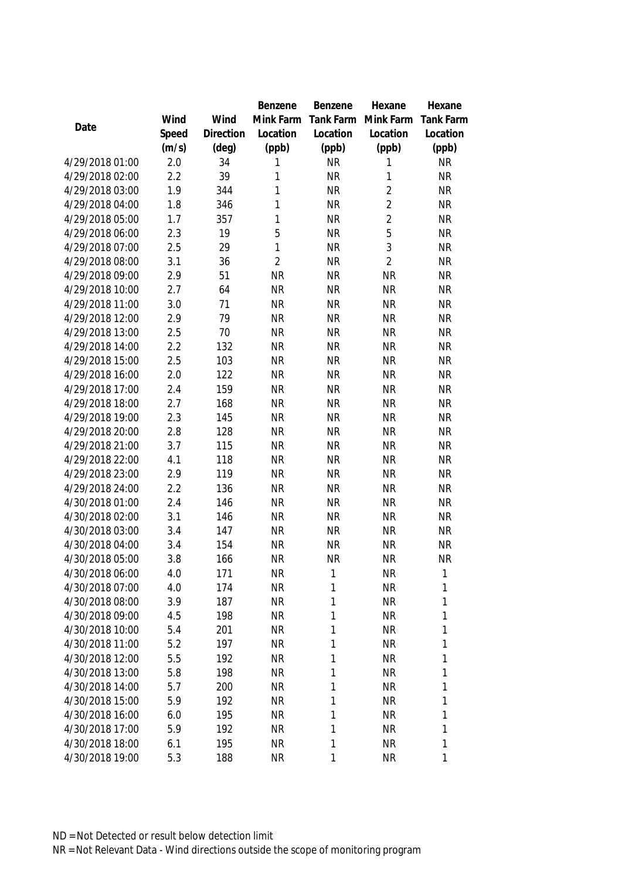| Date | Wind Speed (m/s) | Wind Direction (deg) | Benzene Mink Farm Location (ppb) | Benzene Tank Farm Location (ppb) | Hexane Mink Farm Location (ppb) | Hexane Tank Farm Location (ppb) |
|---|---|---|---|---|---|---|
| 4/29/2018 01:00 | 2.0 | 34 | 1 | NR | 1 | NR |
| 4/29/2018 02:00 | 2.2 | 39 | 1 | NR | 1 | NR |
| 4/29/2018 03:00 | 1.9 | 344 | 1 | NR | 2 | NR |
| 4/29/2018 04:00 | 1.8 | 346 | 1 | NR | 2 | NR |
| 4/29/2018 05:00 | 1.7 | 357 | 1 | NR | 2 | NR |
| 4/29/2018 06:00 | 2.3 | 19 | 5 | NR | 5 | NR |
| 4/29/2018 07:00 | 2.5 | 29 | 1 | NR | 3 | NR |
| 4/29/2018 08:00 | 3.1 | 36 | 2 | NR | 2 | NR |
| 4/29/2018 09:00 | 2.9 | 51 | NR | NR | NR | NR |
| 4/29/2018 10:00 | 2.7 | 64 | NR | NR | NR | NR |
| 4/29/2018 11:00 | 3.0 | 71 | NR | NR | NR | NR |
| 4/29/2018 12:00 | 2.9 | 79 | NR | NR | NR | NR |
| 4/29/2018 13:00 | 2.5 | 70 | NR | NR | NR | NR |
| 4/29/2018 14:00 | 2.2 | 132 | NR | NR | NR | NR |
| 4/29/2018 15:00 | 2.5 | 103 | NR | NR | NR | NR |
| 4/29/2018 16:00 | 2.0 | 122 | NR | NR | NR | NR |
| 4/29/2018 17:00 | 2.4 | 159 | NR | NR | NR | NR |
| 4/29/2018 18:00 | 2.7 | 168 | NR | NR | NR | NR |
| 4/29/2018 19:00 | 2.3 | 145 | NR | NR | NR | NR |
| 4/29/2018 20:00 | 2.8 | 128 | NR | NR | NR | NR |
| 4/29/2018 21:00 | 3.7 | 115 | NR | NR | NR | NR |
| 4/29/2018 22:00 | 4.1 | 118 | NR | NR | NR | NR |
| 4/29/2018 23:00 | 2.9 | 119 | NR | NR | NR | NR |
| 4/29/2018 24:00 | 2.2 | 136 | NR | NR | NR | NR |
| 4/30/2018 01:00 | 2.4 | 146 | NR | NR | NR | NR |
| 4/30/2018 02:00 | 3.1 | 146 | NR | NR | NR | NR |
| 4/30/2018 03:00 | 3.4 | 147 | NR | NR | NR | NR |
| 4/30/2018 04:00 | 3.4 | 154 | NR | NR | NR | NR |
| 4/30/2018 05:00 | 3.8 | 166 | NR | NR | NR | NR |
| 4/30/2018 06:00 | 4.0 | 171 | NR | 1 | NR | 1 |
| 4/30/2018 07:00 | 4.0 | 174 | NR | 1 | NR | 1 |
| 4/30/2018 08:00 | 3.9 | 187 | NR | 1 | NR | 1 |
| 4/30/2018 09:00 | 4.5 | 198 | NR | 1 | NR | 1 |
| 4/30/2018 10:00 | 5.4 | 201 | NR | 1 | NR | 1 |
| 4/30/2018 11:00 | 5.2 | 197 | NR | 1 | NR | 1 |
| 4/30/2018 12:00 | 5.5 | 192 | NR | 1 | NR | 1 |
| 4/30/2018 13:00 | 5.8 | 198 | NR | 1 | NR | 1 |
| 4/30/2018 14:00 | 5.7 | 200 | NR | 1 | NR | 1 |
| 4/30/2018 15:00 | 5.9 | 192 | NR | 1 | NR | 1 |
| 4/30/2018 16:00 | 6.0 | 195 | NR | 1 | NR | 1 |
| 4/30/2018 17:00 | 5.9 | 192 | NR | 1 | NR | 1 |
| 4/30/2018 18:00 | 6.1 | 195 | NR | 1 | NR | 1 |
| 4/30/2018 19:00 | 5.3 | 188 | NR | 1 | NR | 1 |

ND = Not Detected or result below detection limit

NR = Not Relevant Data - Wind directions outside the scope of monitoring program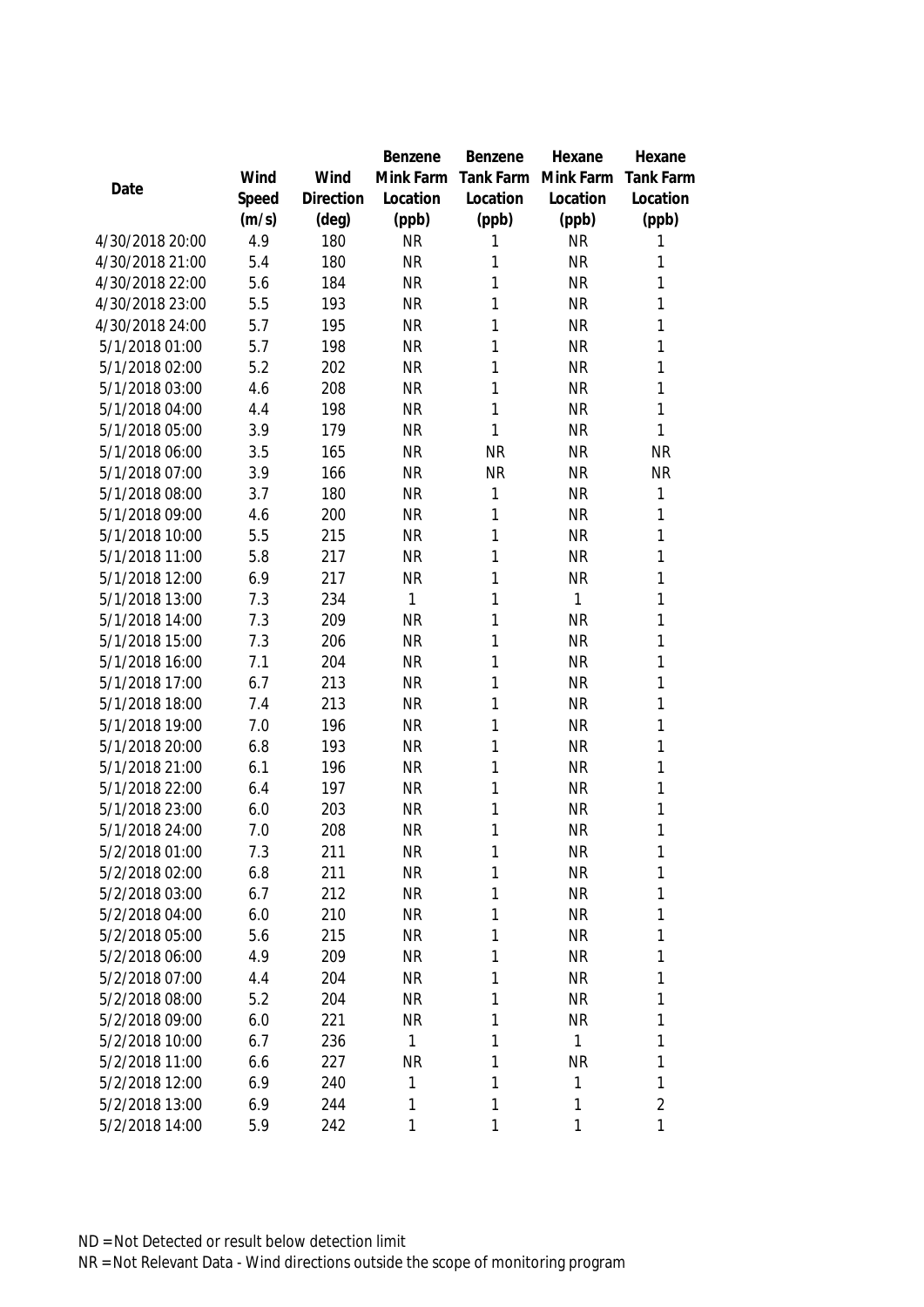| Date | Wind Speed (m/s) | Wind Direction (deg) | Benzene Mink Farm Location (ppb) | Benzene Tank Farm Location (ppb) | Hexane Mink Farm Location (ppb) | Hexane Tank Farm Location (ppb) |
|---|---|---|---|---|---|---|
| 4/30/2018 20:00 | 4.9 | 180 | NR | 1 | NR | 1 |
| 4/30/2018 21:00 | 5.4 | 180 | NR | 1 | NR | 1 |
| 4/30/2018 22:00 | 5.6 | 184 | NR | 1 | NR | 1 |
| 4/30/2018 23:00 | 5.5 | 193 | NR | 1 | NR | 1 |
| 4/30/2018 24:00 | 5.7 | 195 | NR | 1 | NR | 1 |
| 5/1/2018 01:00 | 5.7 | 198 | NR | 1 | NR | 1 |
| 5/1/2018 02:00 | 5.2 | 202 | NR | 1 | NR | 1 |
| 5/1/2018 03:00 | 4.6 | 208 | NR | 1 | NR | 1 |
| 5/1/2018 04:00 | 4.4 | 198 | NR | 1 | NR | 1 |
| 5/1/2018 05:00 | 3.9 | 179 | NR | 1 | NR | 1 |
| 5/1/2018 06:00 | 3.5 | 165 | NR | NR | NR | NR |
| 5/1/2018 07:00 | 3.9 | 166 | NR | NR | NR | NR |
| 5/1/2018 08:00 | 3.7 | 180 | NR | 1 | NR | 1 |
| 5/1/2018 09:00 | 4.6 | 200 | NR | 1 | NR | 1 |
| 5/1/2018 10:00 | 5.5 | 215 | NR | 1 | NR | 1 |
| 5/1/2018 11:00 | 5.8 | 217 | NR | 1 | NR | 1 |
| 5/1/2018 12:00 | 6.9 | 217 | NR | 1 | NR | 1 |
| 5/1/2018 13:00 | 7.3 | 234 | 1 | 1 | 1 | 1 |
| 5/1/2018 14:00 | 7.3 | 209 | NR | 1 | NR | 1 |
| 5/1/2018 15:00 | 7.3 | 206 | NR | 1 | NR | 1 |
| 5/1/2018 16:00 | 7.1 | 204 | NR | 1 | NR | 1 |
| 5/1/2018 17:00 | 6.7 | 213 | NR | 1 | NR | 1 |
| 5/1/2018 18:00 | 7.4 | 213 | NR | 1 | NR | 1 |
| 5/1/2018 19:00 | 7.0 | 196 | NR | 1 | NR | 1 |
| 5/1/2018 20:00 | 6.8 | 193 | NR | 1 | NR | 1 |
| 5/1/2018 21:00 | 6.1 | 196 | NR | 1 | NR | 1 |
| 5/1/2018 22:00 | 6.4 | 197 | NR | 1 | NR | 1 |
| 5/1/2018 23:00 | 6.0 | 203 | NR | 1 | NR | 1 |
| 5/1/2018 24:00 | 7.0 | 208 | NR | 1 | NR | 1 |
| 5/2/2018 01:00 | 7.3 | 211 | NR | 1 | NR | 1 |
| 5/2/2018 02:00 | 6.8 | 211 | NR | 1 | NR | 1 |
| 5/2/2018 03:00 | 6.7 | 212 | NR | 1 | NR | 1 |
| 5/2/2018 04:00 | 6.0 | 210 | NR | 1 | NR | 1 |
| 5/2/2018 05:00 | 5.6 | 215 | NR | 1 | NR | 1 |
| 5/2/2018 06:00 | 4.9 | 209 | NR | 1 | NR | 1 |
| 5/2/2018 07:00 | 4.4 | 204 | NR | 1 | NR | 1 |
| 5/2/2018 08:00 | 5.2 | 204 | NR | 1 | NR | 1 |
| 5/2/2018 09:00 | 6.0 | 221 | NR | 1 | NR | 1 |
| 5/2/2018 10:00 | 6.7 | 236 | 1 | 1 | 1 | 1 |
| 5/2/2018 11:00 | 6.6 | 227 | NR | 1 | NR | 1 |
| 5/2/2018 12:00 | 6.9 | 240 | 1 | 1 | 1 | 1 |
| 5/2/2018 13:00 | 6.9 | 244 | 1 | 1 | 1 | 2 |
| 5/2/2018 14:00 | 5.9 | 242 | 1 | 1 | 1 | 1 |

ND = Not Detected or result below detection limit

NR = Not Relevant Data - Wind directions outside the scope of monitoring program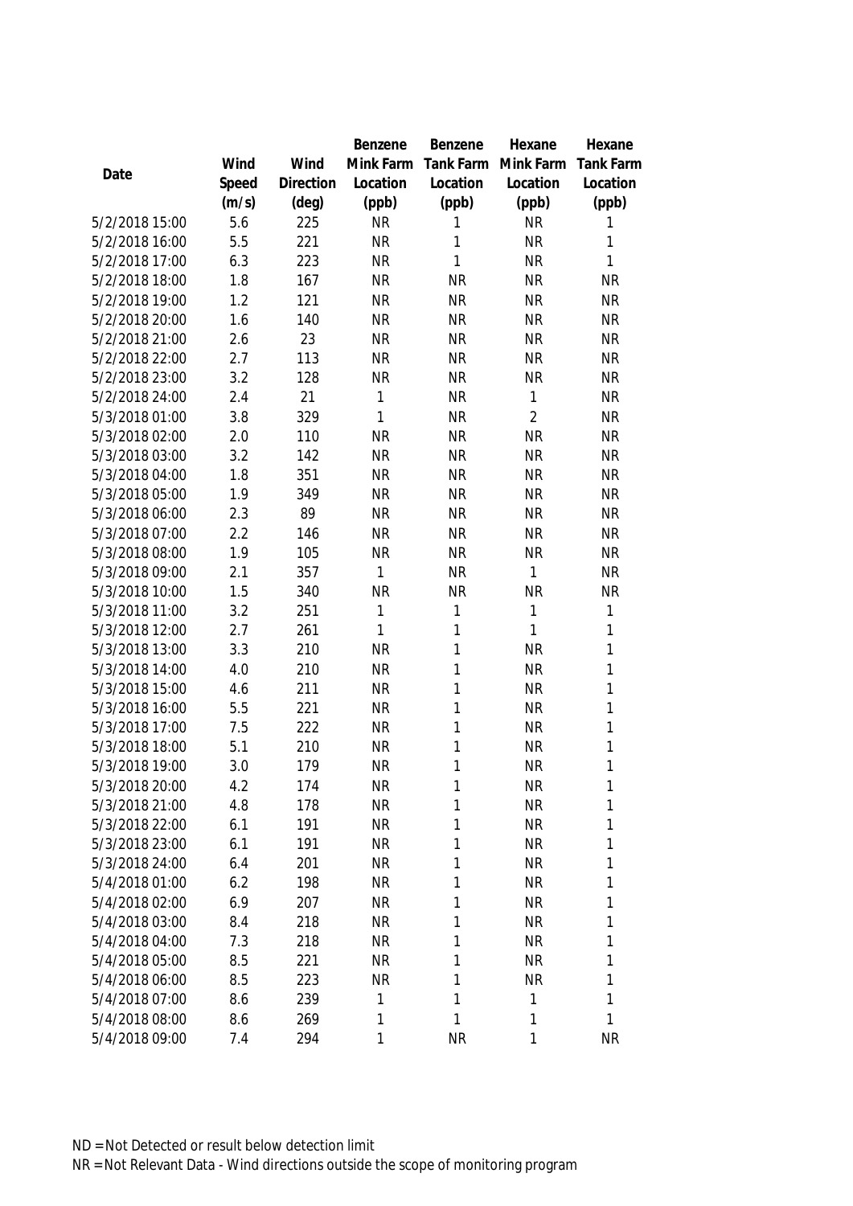| Date | Wind Speed (m/s) | Wind Direction (deg) | Benzene Mink Farm Location (ppb) | Benzene Tank Farm Location (ppb) | Hexane Mink Farm Location (ppb) | Hexane Tank Farm Location (ppb) |
|---|---|---|---|---|---|---|
| 5/2/2018 15:00 | 5.6 | 225 | NR | 1 | NR | 1 |
| 5/2/2018 16:00 | 5.5 | 221 | NR | 1 | NR | 1 |
| 5/2/2018 17:00 | 6.3 | 223 | NR | 1 | NR | 1 |
| 5/2/2018 18:00 | 1.8 | 167 | NR | NR | NR | NR |
| 5/2/2018 19:00 | 1.2 | 121 | NR | NR | NR | NR |
| 5/2/2018 20:00 | 1.6 | 140 | NR | NR | NR | NR |
| 5/2/2018 21:00 | 2.6 | 23 | NR | NR | NR | NR |
| 5/2/2018 22:00 | 2.7 | 113 | NR | NR | NR | NR |
| 5/2/2018 23:00 | 3.2 | 128 | NR | NR | NR | NR |
| 5/2/2018 24:00 | 2.4 | 21 | 1 | NR | 1 | NR |
| 5/3/2018 01:00 | 3.8 | 329 | 1 | NR | 2 | NR |
| 5/3/2018 02:00 | 2.0 | 110 | NR | NR | NR | NR |
| 5/3/2018 03:00 | 3.2 | 142 | NR | NR | NR | NR |
| 5/3/2018 04:00 | 1.8 | 351 | NR | NR | NR | NR |
| 5/3/2018 05:00 | 1.9 | 349 | NR | NR | NR | NR |
| 5/3/2018 06:00 | 2.3 | 89 | NR | NR | NR | NR |
| 5/3/2018 07:00 | 2.2 | 146 | NR | NR | NR | NR |
| 5/3/2018 08:00 | 1.9 | 105 | NR | NR | NR | NR |
| 5/3/2018 09:00 | 2.1 | 357 | 1 | NR | 1 | NR |
| 5/3/2018 10:00 | 1.5 | 340 | NR | NR | NR | NR |
| 5/3/2018 11:00 | 3.2 | 251 | 1 | 1 | 1 | 1 |
| 5/3/2018 12:00 | 2.7 | 261 | 1 | 1 | 1 | 1 |
| 5/3/2018 13:00 | 3.3 | 210 | NR | 1 | NR | 1 |
| 5/3/2018 14:00 | 4.0 | 210 | NR | 1 | NR | 1 |
| 5/3/2018 15:00 | 4.6 | 211 | NR | 1 | NR | 1 |
| 5/3/2018 16:00 | 5.5 | 221 | NR | 1 | NR | 1 |
| 5/3/2018 17:00 | 7.5 | 222 | NR | 1 | NR | 1 |
| 5/3/2018 18:00 | 5.1 | 210 | NR | 1 | NR | 1 |
| 5/3/2018 19:00 | 3.0 | 179 | NR | 1 | NR | 1 |
| 5/3/2018 20:00 | 4.2 | 174 | NR | 1 | NR | 1 |
| 5/3/2018 21:00 | 4.8 | 178 | NR | 1 | NR | 1 |
| 5/3/2018 22:00 | 6.1 | 191 | NR | 1 | NR | 1 |
| 5/3/2018 23:00 | 6.1 | 191 | NR | 1 | NR | 1 |
| 5/3/2018 24:00 | 6.4 | 201 | NR | 1 | NR | 1 |
| 5/4/2018 01:00 | 6.2 | 198 | NR | 1 | NR | 1 |
| 5/4/2018 02:00 | 6.9 | 207 | NR | 1 | NR | 1 |
| 5/4/2018 03:00 | 8.4 | 218 | NR | 1 | NR | 1 |
| 5/4/2018 04:00 | 7.3 | 218 | NR | 1 | NR | 1 |
| 5/4/2018 05:00 | 8.5 | 221 | NR | 1 | NR | 1 |
| 5/4/2018 06:00 | 8.5 | 223 | NR | 1 | NR | 1 |
| 5/4/2018 07:00 | 8.6 | 239 | 1 | 1 | 1 | 1 |
| 5/4/2018 08:00 | 8.6 | 269 | 1 | 1 | 1 | 1 |
| 5/4/2018 09:00 | 7.4 | 294 | 1 | NR | 1 | NR |

ND = Not Detected or result below detection limit

NR = Not Relevant Data - Wind directions outside the scope of monitoring program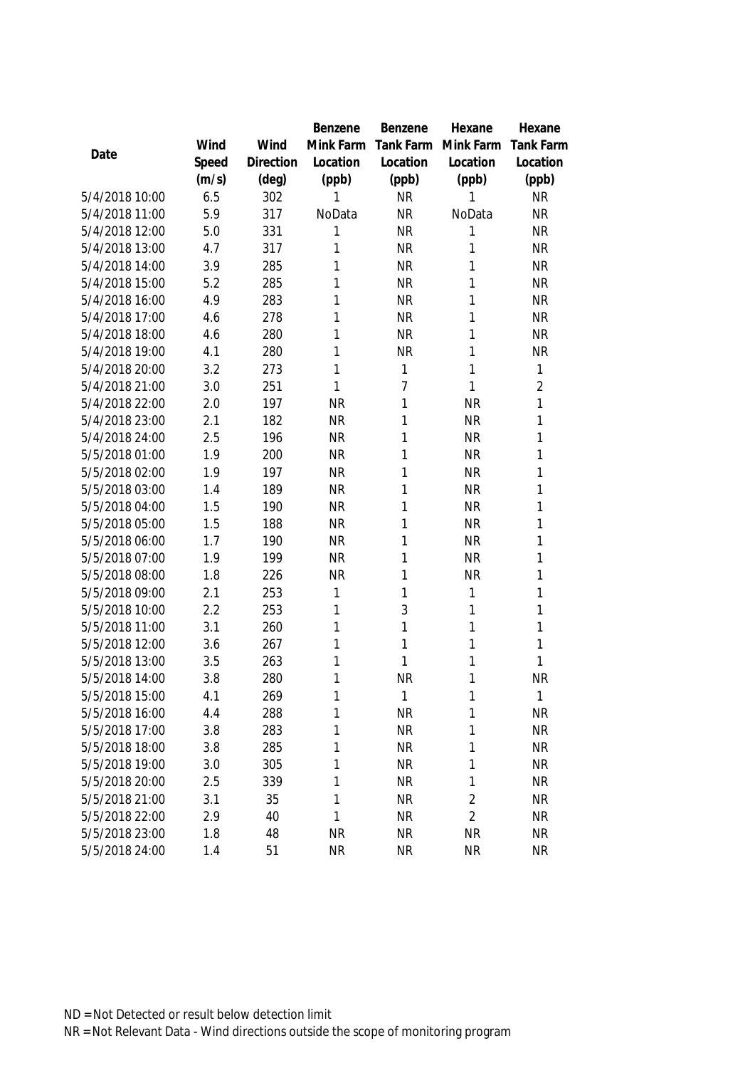| Date | Wind Speed (m/s) | Wind Direction (deg) | Benzene Mink Farm Location (ppb) | Benzene Tank Farm Location (ppb) | Hexane Mink Farm Location (ppb) | Hexane Tank Farm Location (ppb) |
|---|---|---|---|---|---|---|
| 5/4/2018 10:00 | 6.5 | 302 | 1 | NR | 1 | NR |
| 5/4/2018 11:00 | 5.9 | 317 | NoData | NR | NoData | NR |
| 5/4/2018 12:00 | 5.0 | 331 | 1 | NR | 1 | NR |
| 5/4/2018 13:00 | 4.7 | 317 | 1 | NR | 1 | NR |
| 5/4/2018 14:00 | 3.9 | 285 | 1 | NR | 1 | NR |
| 5/4/2018 15:00 | 5.2 | 285 | 1 | NR | 1 | NR |
| 5/4/2018 16:00 | 4.9 | 283 | 1 | NR | 1 | NR |
| 5/4/2018 17:00 | 4.6 | 278 | 1 | NR | 1 | NR |
| 5/4/2018 18:00 | 4.6 | 280 | 1 | NR | 1 | NR |
| 5/4/2018 19:00 | 4.1 | 280 | 1 | NR | 1 | NR |
| 5/4/2018 20:00 | 3.2 | 273 | 1 | 1 | 1 | 1 |
| 5/4/2018 21:00 | 3.0 | 251 | 1 | 7 | 1 | 2 |
| 5/4/2018 22:00 | 2.0 | 197 | NR | 1 | NR | 1 |
| 5/4/2018 23:00 | 2.1 | 182 | NR | 1 | NR | 1 |
| 5/4/2018 24:00 | 2.5 | 196 | NR | 1 | NR | 1 |
| 5/5/2018 01:00 | 1.9 | 200 | NR | 1 | NR | 1 |
| 5/5/2018 02:00 | 1.9 | 197 | NR | 1 | NR | 1 |
| 5/5/2018 03:00 | 1.4 | 189 | NR | 1 | NR | 1 |
| 5/5/2018 04:00 | 1.5 | 190 | NR | 1 | NR | 1 |
| 5/5/2018 05:00 | 1.5 | 188 | NR | 1 | NR | 1 |
| 5/5/2018 06:00 | 1.7 | 190 | NR | 1 | NR | 1 |
| 5/5/2018 07:00 | 1.9 | 199 | NR | 1 | NR | 1 |
| 5/5/2018 08:00 | 1.8 | 226 | NR | 1 | NR | 1 |
| 5/5/2018 09:00 | 2.1 | 253 | 1 | 1 | 1 | 1 |
| 5/5/2018 10:00 | 2.2 | 253 | 1 | 3 | 1 | 1 |
| 5/5/2018 11:00 | 3.1 | 260 | 1 | 1 | 1 | 1 |
| 5/5/2018 12:00 | 3.6 | 267 | 1 | 1 | 1 | 1 |
| 5/5/2018 13:00 | 3.5 | 263 | 1 | 1 | 1 | 1 |
| 5/5/2018 14:00 | 3.8 | 280 | 1 | NR | 1 | NR |
| 5/5/2018 15:00 | 4.1 | 269 | 1 | 1 | 1 | 1 |
| 5/5/2018 16:00 | 4.4 | 288 | 1 | NR | 1 | NR |
| 5/5/2018 17:00 | 3.8 | 283 | 1 | NR | 1 | NR |
| 5/5/2018 18:00 | 3.8 | 285 | 1 | NR | 1 | NR |
| 5/5/2018 19:00 | 3.0 | 305 | 1 | NR | 1 | NR |
| 5/5/2018 20:00 | 2.5 | 339 | 1 | NR | 1 | NR |
| 5/5/2018 21:00 | 3.1 | 35 | 1 | NR | 2 | NR |
| 5/5/2018 22:00 | 2.9 | 40 | 1 | NR | 2 | NR |
| 5/5/2018 23:00 | 1.8 | 48 | NR | NR | NR | NR |
| 5/5/2018 24:00 | 1.4 | 51 | NR | NR | NR | NR |

ND = Not Detected or result below detection limit

NR = Not Relevant Data - Wind directions outside the scope of monitoring program